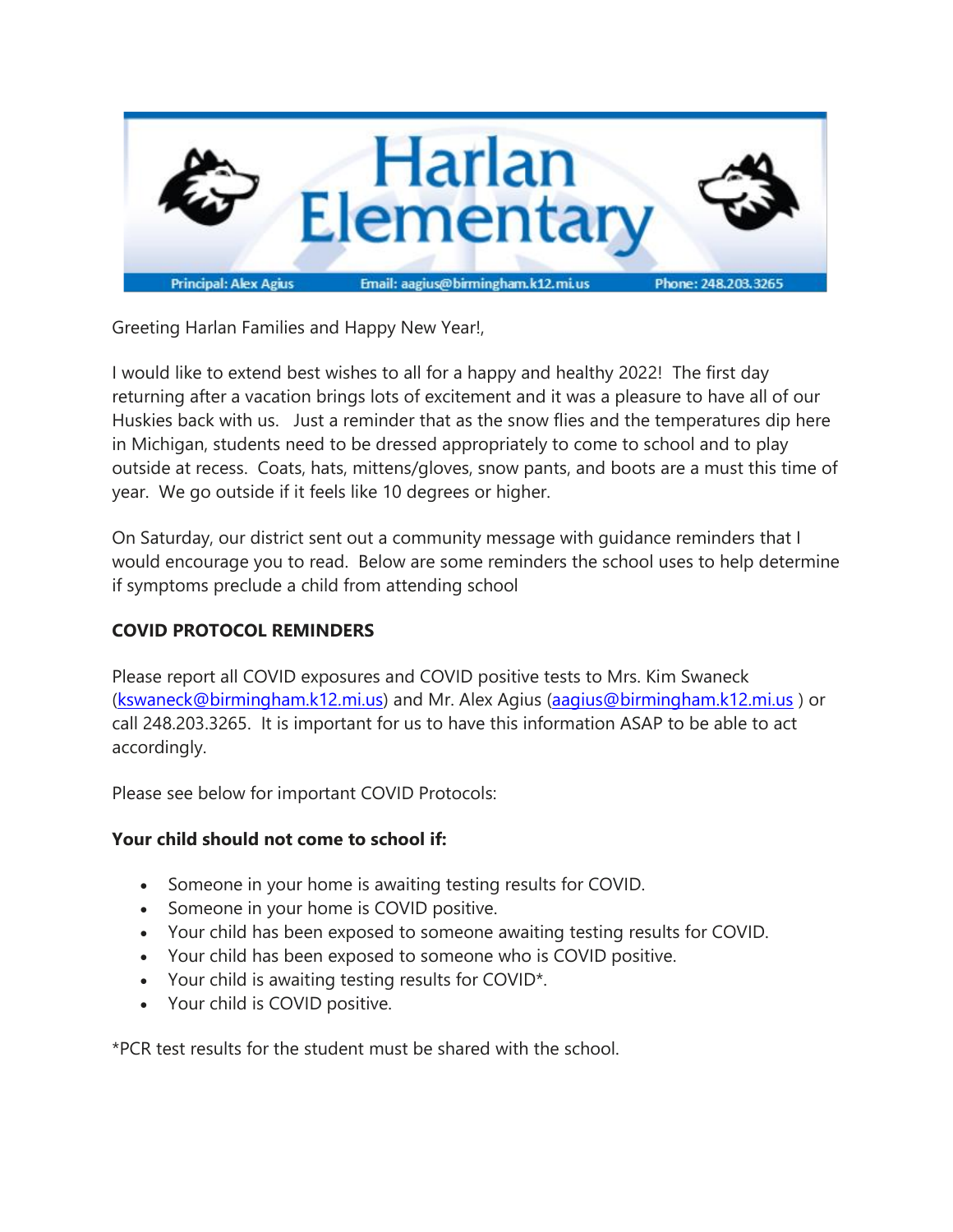# Harlan Elementary

Principal: Alex Agius    Email: aagius@birmingham.k12.mi.us    Phone: 248.203.3265

Greeting Harlan Families and Happy New Year!,

I would like to extend best wishes to all for a happy and healthy 2022! The first day returning after a vacation brings lots of excitement and it was a pleasure to have all of our Huskies back with us. Just a reminder that as the snow flies and the temperatures dip here in Michigan, students need to be dressed appropriately to come to school and to play outside at recess. Coats, hats, mittens/gloves, snow pants, and boots are a must this time of year. We go outside if it feels like 10 degrees or higher.

On Saturday, our district sent out a community message with guidance reminders that I would encourage you to read. Below are some reminders the school uses to help determine if symptoms preclude a child from attending school

**COVID PROTOCOL REMINDERS**

Please report all COVID exposures and COVID positive tests to Mrs. Kim Swaneck (kswaneck@birmingham.k12.mi.us) and Mr. Alex Agius (aagius@birmingham.k12.mi.us ) or call 248.203.3265. It is important for us to have this information ASAP to be able to act accordingly.

Please see below for important COVID Protocols:

**Your child should not come to school if:**

- Someone in your home is awaiting testing results for COVID.
- Someone in your home is COVID positive.
- Your child has been exposed to someone awaiting testing results for COVID.
- Your child has been exposed to someone who is COVID positive.
- Your child is awaiting testing results for COVID*.
- Your child is COVID positive.

*PCR test results for the student must be shared with the school.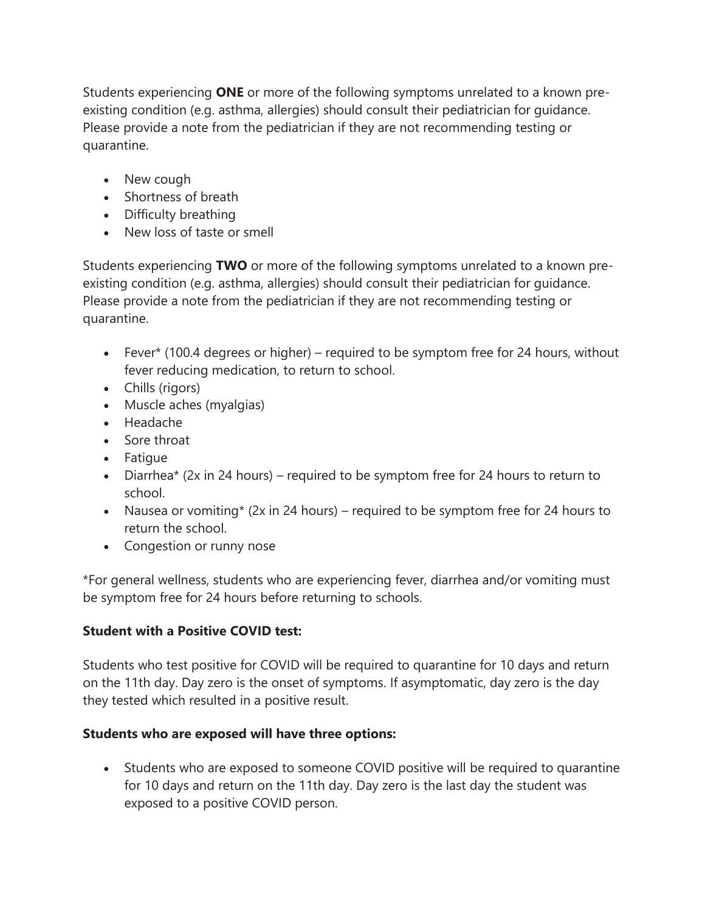Students experiencing **ONE** or more of the following symptoms unrelated to a known pre-existing condition (e.g. asthma, allergies) should consult their pediatrician for guidance. Please provide a note from the pediatrician if they are not recommending testing or quarantine.

- New cough
- Shortness of breath
- Difficulty breathing
- New loss of taste or smell

Students experiencing **TWO** or more of the following symptoms unrelated to a known pre-existing condition (e.g. asthma, allergies) should consult their pediatrician for guidance. Please provide a note from the pediatrician if they are not recommending testing or quarantine.

- Fever* (100.4 degrees or higher) – required to be symptom free for 24 hours, without fever reducing medication, to return to school.
- Chills (rigors)
- Muscle aches (myalgias)
- Headache
- Sore throat
- Fatigue
- Diarrhea* (2x in 24 hours) – required to be symptom free for 24 hours to return to school.
- Nausea or vomiting* (2x in 24 hours) – required to be symptom free for 24 hours to return the school.
- Congestion or runny nose

*For general wellness, students who are experiencing fever, diarrhea and/or vomiting must be symptom free for 24 hours before returning to schools.

**Student with a Positive COVID test:**

Students who test positive for COVID will be required to quarantine for 10 days and return on the 11th day. Day zero is the onset of symptoms. If asymptomatic, day zero is the day they tested which resulted in a positive result.

**Students who are exposed will have three options:**

- Students who are exposed to someone COVID positive will be required to quarantine for 10 days and return on the 11th day. Day zero is the last day the student was exposed to a positive COVID person.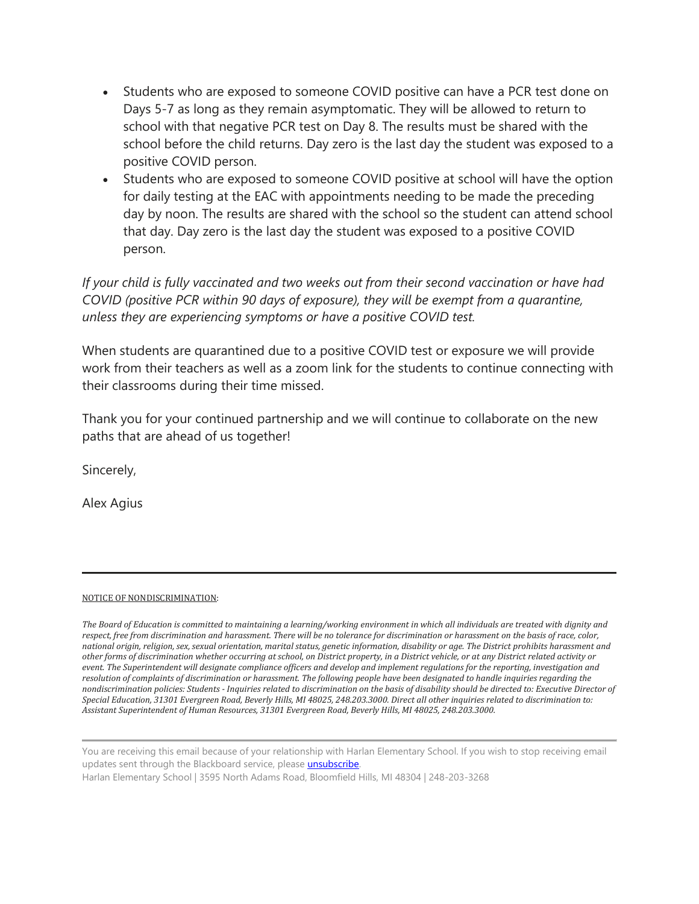- Students who are exposed to someone COVID positive can have a PCR test done on Days 5-7 as long as they remain asymptomatic. They will be allowed to return to school with that negative PCR test on Day 8. The results must be shared with the school before the child returns. Day zero is the last day the student was exposed to a positive COVID person.
- Students who are exposed to someone COVID positive at school will have the option for daily testing at the EAC with appointments needing to be made the preceding day by noon. The results are shared with the school so the student can attend school that day. Day zero is the last day the student was exposed to a positive COVID person.

*If your child is fully vaccinated and two weeks out from their second vaccination or have had COVID (positive PCR within 90 days of exposure), they will be exempt from a quarantine, unless they are experiencing symptoms or have a positive COVID test.*

When students are quarantined due to a positive COVID test or exposure we will provide work from their teachers as well as a zoom link for the students to continue connecting with their classrooms during their time missed.

Thank you for your continued partnership and we will continue to collaborate on the new paths that are ahead of us together!

Sincerely,

Alex Agius

---

NOTICE OF NONDISCRIMINATION:

*The Board of Education is committed to maintaining a learning/working environment in which all individuals are treated with dignity and respect, free from discrimination and harassment. There will be no tolerance for discrimination or harassment on the basis of race, color, national origin, religion, sex, sexual orientation, marital status, genetic information, disability or age. The District prohibits harassment and other forms of discrimination whether occurring at school, on District property, in a District vehicle, or at any District related activity or event. The Superintendent will designate compliance officers and develop and implement regulations for the reporting, investigation and resolution of complaints of discrimination or harassment. The following people have been designated to handle inquiries regarding the nondiscrimination policies: Students - Inquiries related to discrimination on the basis of disability should be directed to: Executive Director of Special Education, 31301 Evergreen Road, Beverly Hills, MI 48025, 248.203.3000. Direct all other inquiries related to discrimination to: Assistant Superintendent of Human Resources, 31301 Evergreen Road, Beverly Hills, MI 48025, 248.203.3000.*

---

You are receiving this email because of your relationship with Harlan Elementary School. If you wish to stop receiving email updates sent through the Blackboard service, please unsubscribe.

Harlan Elementary School | 3595 North Adams Road, Bloomfield Hills, MI 48304 | 248-203-3268